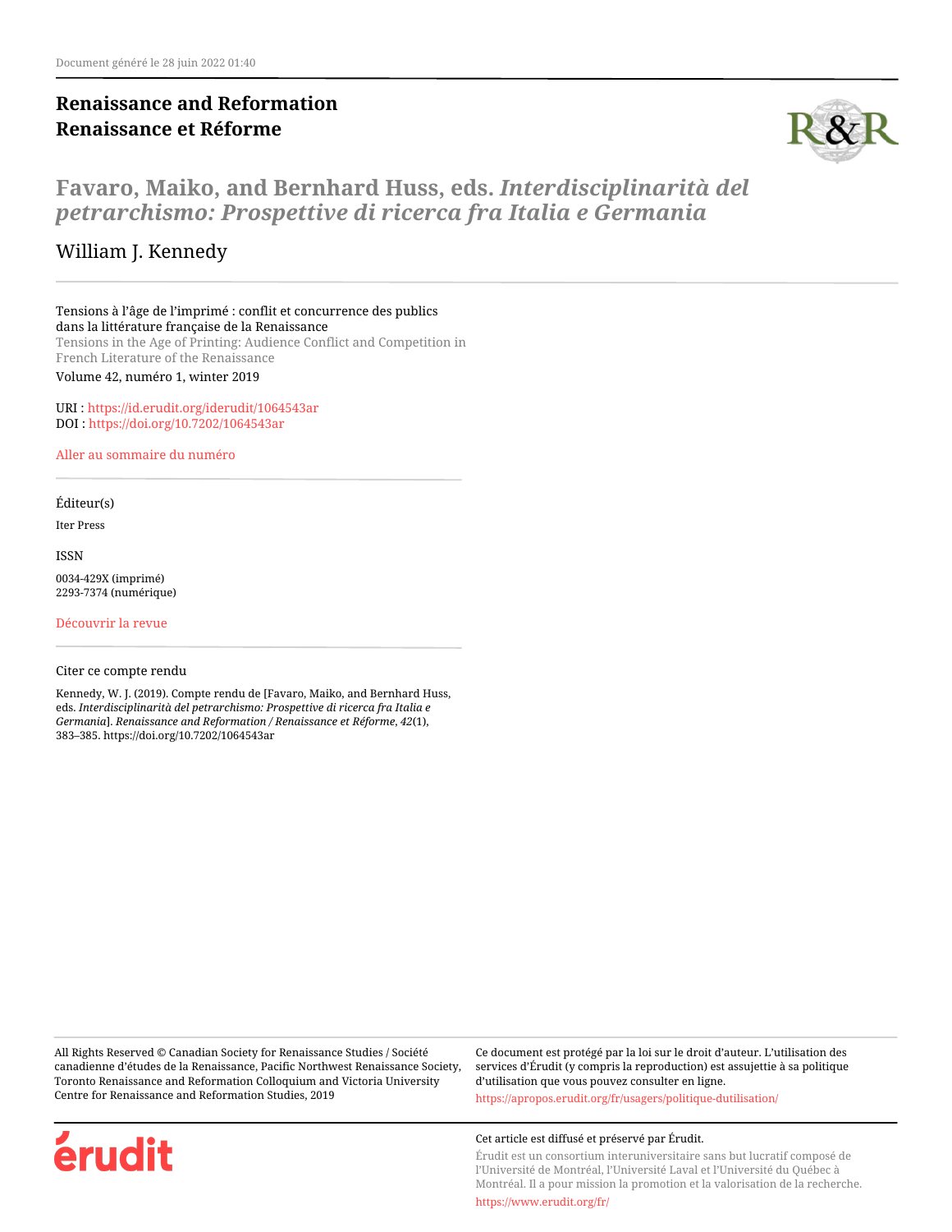Document généré le 28 juin 2022 01:40

**Renaissance and Reformation**
**Renaissance et Réforme**

# Favaro, Maiko, and Bernhard Huss, eds. *Interdisciplinarità del petrarchismo: Prospettive di ricerca fra Italia e Germania*

William J. Kennedy

Tensions à l'âge de l'imprimé : conflit et concurrence des publics dans la littérature française de la Renaissance
Tensions in the Age of Printing: Audience Conflict and Competition in French Literature of the Renaissance
Volume 42, numéro 1, winter 2019

URI : https://id.erudit.org/iderudit/1064543ar
DOI : https://doi.org/10.7202/1064543ar

Aller au sommaire du numéro

Éditeur(s)

Iter Press

ISSN

0034-429X (imprimé)
2293-7374 (numérique)

Découvrir la revue

Citer ce compte rendu

Kennedy, W. J. (2019). Compte rendu de [Favaro, Maiko, and Bernhard Huss, eds. *Interdisciplinarità del petrarchismo: Prospettive di ricerca fra Italia e Germania*]. *Renaissance and Reformation / Renaissance et Réforme*, *42*(1), 383–385. https://doi.org/10.7202/1064543ar

All Rights Reserved © Canadian Society for Renaissance Studies / Société canadienne d'études de la Renaissance, Pacific Northwest Renaissance Society, Toronto Renaissance and Reformation Colloquium and Victoria University Centre for Renaissance and Reformation Studies, 2019

Ce document est protégé par la loi sur le droit d'auteur. L'utilisation des services d'Érudit (y compris la reproduction) est assujettie à sa politique d'utilisation que vous pouvez consulter en ligne.

https://apropos.erudit.org/fr/usagers/politique-dutilisation/

Cet article est diffusé et préservé par Érudit.

Érudit est un consortium interuniversitaire sans but lucratif composé de l'Université de Montréal, l'Université Laval et l'Université du Québec à Montréal. Il a pour mission la promotion et la valorisation de la recherche.

https://www.erudit.org/fr/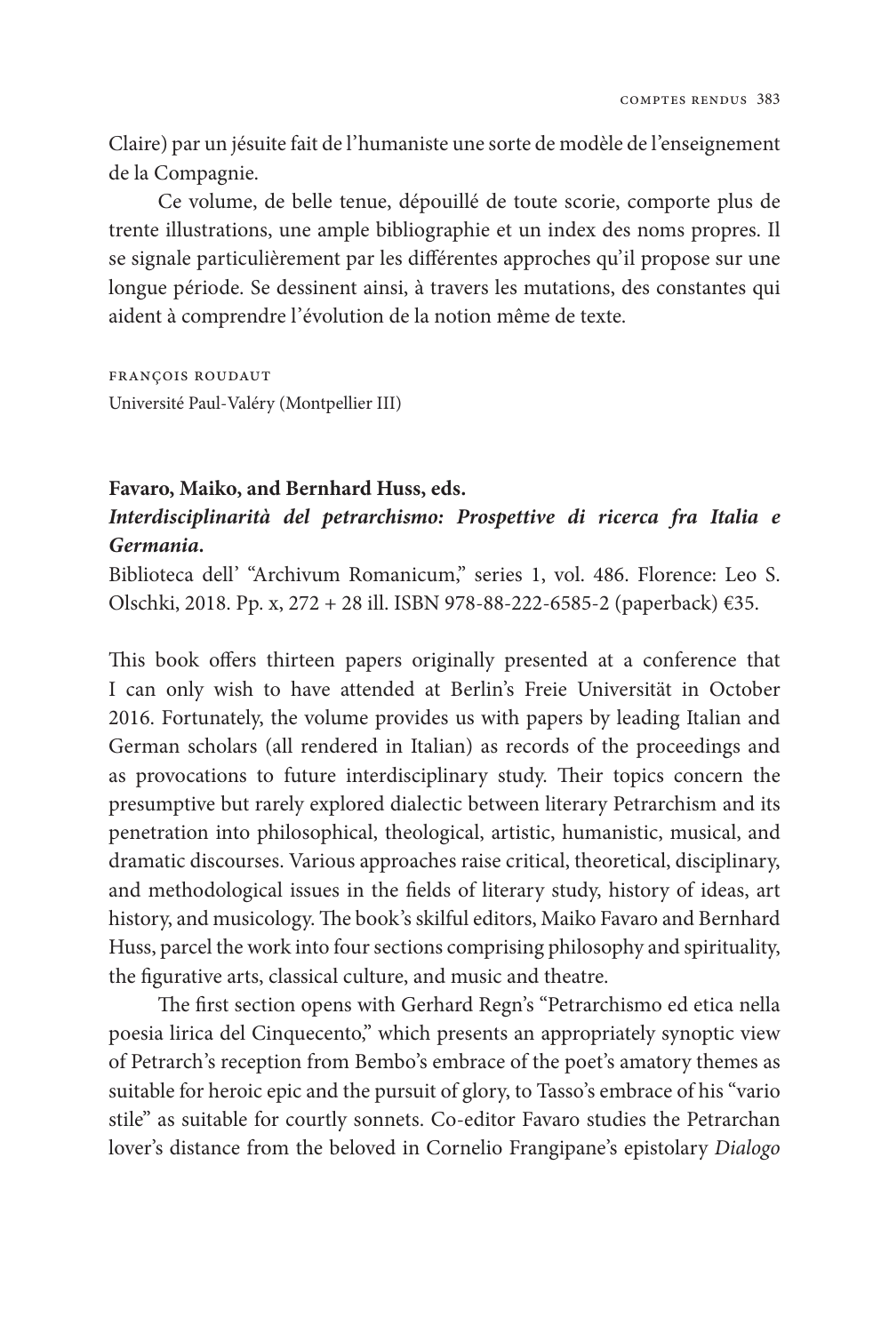Claire) par un jésuite fait de l'humaniste une sorte de modèle de l'enseignement de la Compagnie.

Ce volume, de belle tenue, dépouillé de toute scorie, comporte plus de trente illustrations, une ample bibliographie et un index des noms propres. Il se signale particulièrement par les différentes approches qu'il propose sur une longue période. Se dessinent ainsi, à travers les mutations, des constantes qui aident à comprendre l'évolution de la notion même de texte.

FRANÇOIS ROUDAUT
Université Paul-Valéry (Montpellier III)

**Favaro, Maiko, and Bernhard Huss, eds.**
***Interdisciplinarità del petrarchismo: Prospettive di ricerca fra Italia e Germania.***
Biblioteca dell' "Archivum Romanicum," series 1, vol. 486. Florence: Leo S. Olschki, 2018. Pp. x, 272 + 28 ill. ISBN 978-88-222-6585-2 (paperback) €35.

This book offers thirteen papers originally presented at a conference that I can only wish to have attended at Berlin's Freie Universität in October 2016. Fortunately, the volume provides us with papers by leading Italian and German scholars (all rendered in Italian) as records of the proceedings and as provocations to future interdisciplinary study. Their topics concern the presumptive but rarely explored dialectic between literary Petrarchism and its penetration into philosophical, theological, artistic, humanistic, musical, and dramatic discourses. Various approaches raise critical, theoretical, disciplinary, and methodological issues in the fields of literary study, history of ideas, art history, and musicology. The book's skilful editors, Maiko Favaro and Bernhard Huss, parcel the work into four sections comprising philosophy and spirituality, the figurative arts, classical culture, and music and theatre.

The first section opens with Gerhard Regn's "Petrarchismo ed etica nella poesia lirica del Cinquecento," which presents an appropriately synoptic view of Petrarch's reception from Bembo's embrace of the poet's amatory themes as suitable for heroic epic and the pursuit of glory, to Tasso's embrace of his "vario stile" as suitable for courtly sonnets. Co-editor Favaro studies the Petrarchan lover's distance from the beloved in Cornelio Frangipane's epistolary *Dialogo*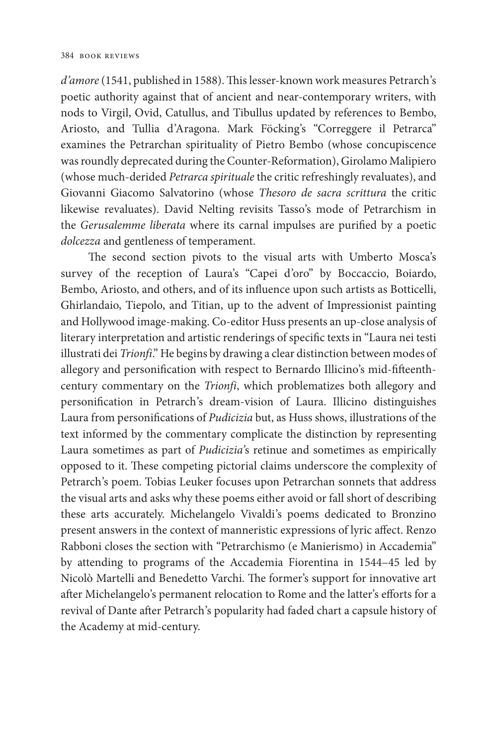*d'amore* (1541, published in 1588). This lesser-known work measures Petrarch's poetic authority against that of ancient and near-contemporary writers, with nods to Virgil, Ovid, Catullus, and Tibullus updated by references to Bembo, Ariosto, and Tullia d'Aragona. Mark Föcking's "Correggere il Petrarca" examines the Petrarchan spirituality of Pietro Bembo (whose concupiscence was roundly deprecated during the Counter-Reformation), Girolamo Malipiero (whose much-derided *Petrarca spirituale* the critic refreshingly revaluates), and Giovanni Giacomo Salvatorino (whose *Thesoro de sacra scrittura* the critic likewise revaluates). David Nelting revisits Tasso's mode of Petrarchism in the *Gerusalemme liberata* where its carnal impulses are purified by a poetic *dolcezza* and gentleness of temperament.

The second section pivots to the visual arts with Umberto Mosca's survey of the reception of Laura's "Capei d'oro" by Boccaccio, Boiardo, Bembo, Ariosto, and others, and of its influence upon such artists as Botticelli, Ghirlandaio, Tiepolo, and Titian, up to the advent of Impressionist painting and Hollywood image-making. Co-editor Huss presents an up-close analysis of literary interpretation and artistic renderings of specific texts in "Laura nei testi illustrati dei *Trionfi*." He begins by drawing a clear distinction between modes of allegory and personification with respect to Bernardo Illicino's mid-fifteenth-century commentary on the *Trionfi*, which problematizes both allegory and personification in Petrarch's dream-vision of Laura. Illicino distinguishes Laura from personifications of *Pudicizia* but, as Huss shows, illustrations of the text informed by the commentary complicate the distinction by representing Laura sometimes as part of *Pudicizia*'s retinue and sometimes as empirically opposed to it. These competing pictorial claims underscore the complexity of Petrarch's poem. Tobias Leuker focuses upon Petrarchan sonnets that address the visual arts and asks why these poems either avoid or fall short of describing these arts accurately. Michelangelo Vivaldi's poems dedicated to Bronzino present answers in the context of manneristic expressions of lyric affect. Renzo Rabboni closes the section with "Petrarchismo (e Manierismo) in Accademia" by attending to programs of the Accademia Fiorentina in 1544–45 led by Nicolò Martelli and Benedetto Varchi. The former's support for innovative art after Michelangelo's permanent relocation to Rome and the latter's efforts for a revival of Dante after Petrarch's popularity had faded chart a capsule history of the Academy at mid-century.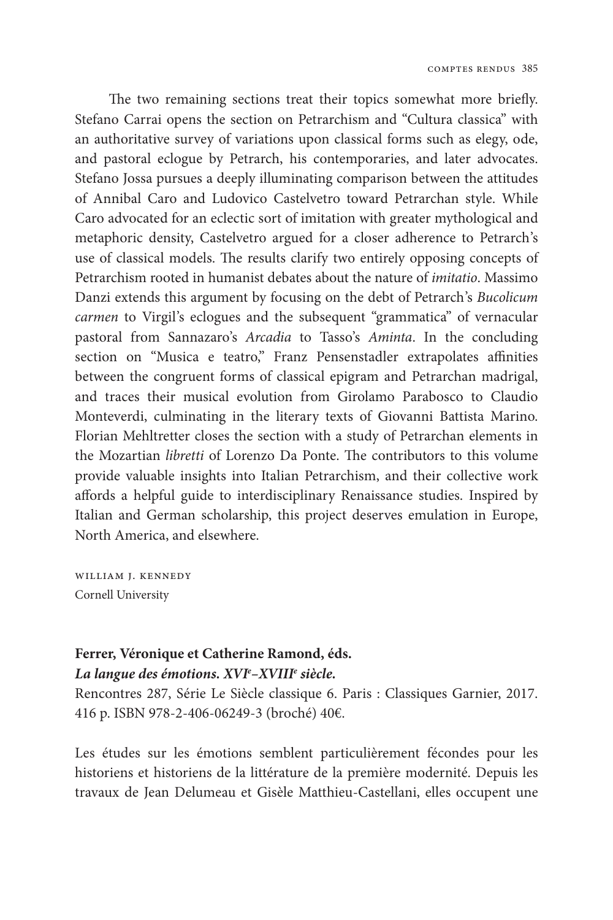The two remaining sections treat their topics somewhat more briefly. Stefano Carrai opens the section on Petrarchism and "Cultura classica" with an authoritative survey of variations upon classical forms such as elegy, ode, and pastoral eclogue by Petrarch, his contemporaries, and later advocates. Stefano Jossa pursues a deeply illuminating comparison between the attitudes of Annibal Caro and Ludovico Castelvetro toward Petrarchan style. While Caro advocated for an eclectic sort of imitation with greater mythological and metaphoric density, Castelvetro argued for a closer adherence to Petrarch's use of classical models. The results clarify two entirely opposing concepts of Petrarchism rooted in humanist debates about the nature of *imitatio*. Massimo Danzi extends this argument by focusing on the debt of Petrarch's *Bucolicum carmen* to Virgil's eclogues and the subsequent "grammatica" of vernacular pastoral from Sannazaro's *Arcadia* to Tasso's *Aminta*. In the concluding section on "Musica e teatro," Franz Pensenstadler extrapolates affinities between the congruent forms of classical epigram and Petrarchan madrigal, and traces their musical evolution from Girolamo Parabosco to Claudio Monteverdi, culminating in the literary texts of Giovanni Battista Marino. Florian Mehltretter closes the section with a study of Petrarchan elements in the Mozartian *libretti* of Lorenzo Da Ponte. The contributors to this volume provide valuable insights into Italian Petrarchism, and their collective work affords a helpful guide to interdisciplinary Renaissance studies. Inspired by Italian and German scholarship, this project deserves emulation in Europe, North America, and elsewhere.

WILLIAM J. KENNEDY
Cornell University

**Ferrer, Véronique et Catherine Ramond, éds.**
***La langue des émotions. XVI*[e]*–XVIII*[e] *siècle.***
Rencontres 287, Série Le Siècle classique 6. Paris : Classiques Garnier, 2017. 416 p. ISBN 978-2-406-06249-3 (broché) 40€.

Les études sur les émotions semblent particulièrement fécondes pour les historiens et historiens de la littérature de la première modernité. Depuis les travaux de Jean Delumeau et Gisèle Matthieu-Castellani, elles occupent une